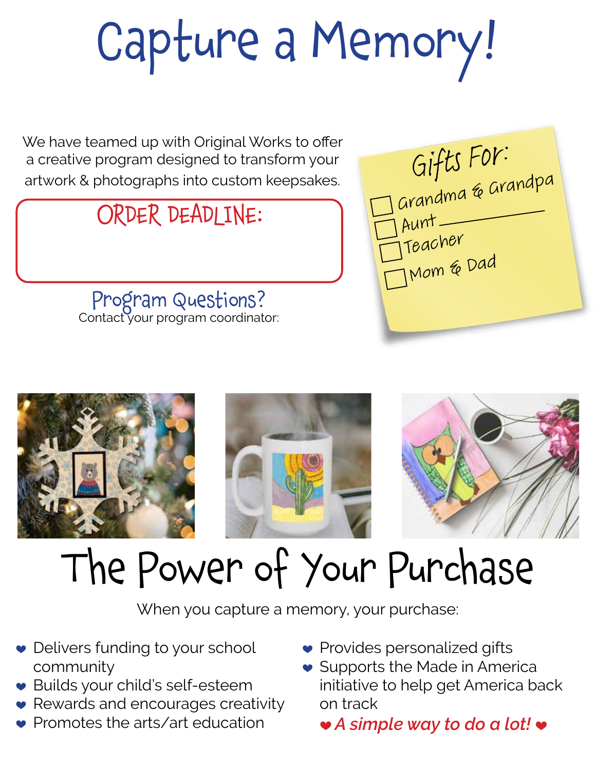# Capture a Memory!

We have teamed up with Original Works to offer a creative program designed to transform your artwork & photographs into custom keepsakes.

**ORDER DEADLINE:**

**Program Questions?**
Contact your program coordinator:

**Gifts For:**

- [ ] Grandma & Grandpa
- [ ] Aunt ____________
- [ ] Teacher
- [ ] Mom & Dad

# The Power of Your Purchase

When you capture a memory, your purchase:

- Delivers funding to your school community
- Builds your child's self-esteem
- Rewards and encourages creativity
- Promotes the arts/art education
- Provides personalized gifts
- Supports the Made in America initiative to help get America back on track

***A simple way to do a lot!***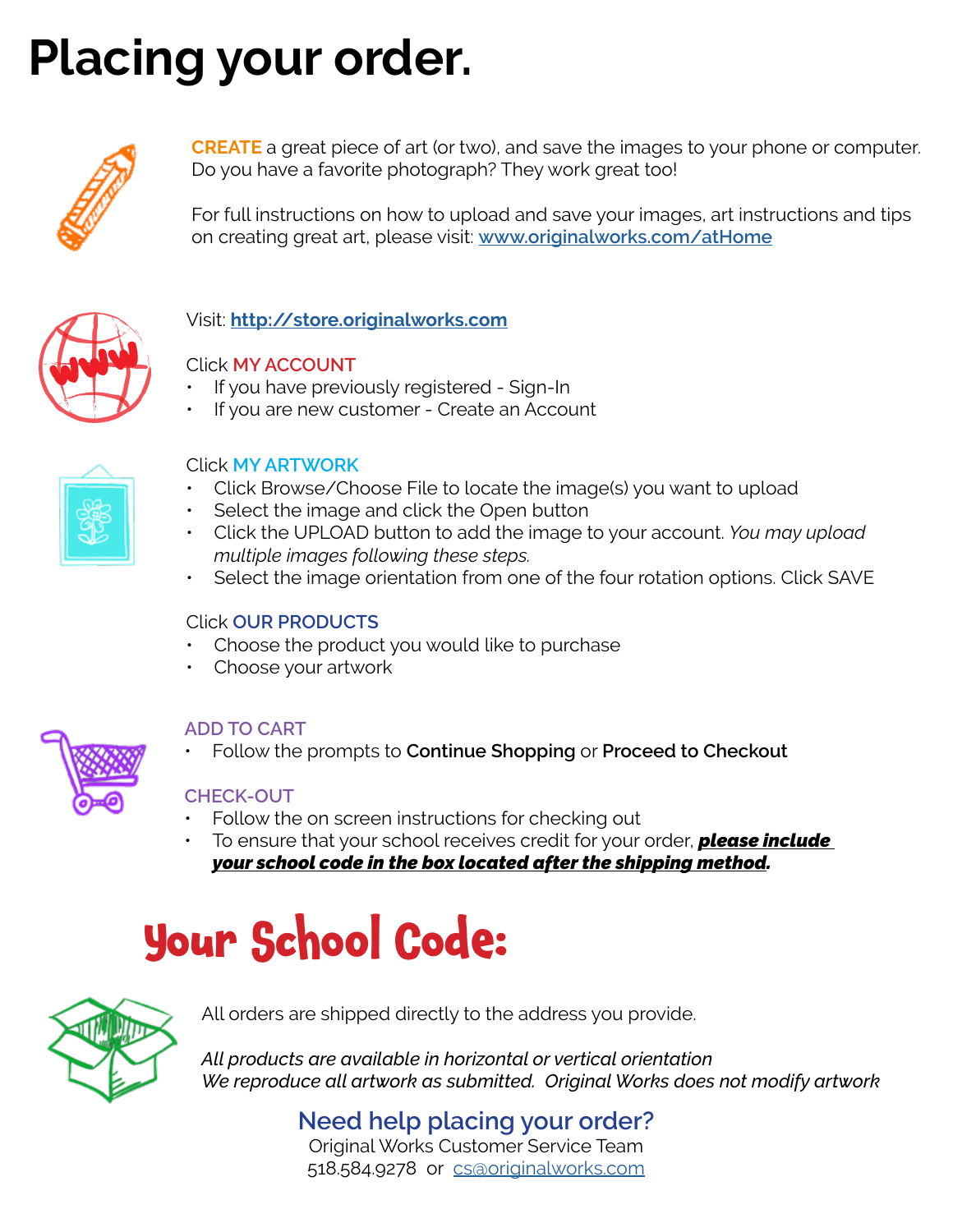# Placing your order.

**CREATE** a great piece of art (or two), and save the images to your phone or computer. Do you have a favorite photograph? They work great too!

For full instructions on how to upload and save your images, art instructions and tips on creating great art, please visit: [www.originalworks.com/atHome](www.originalworks.com/atHome)

Visit: **[http://store.originalworks.com](http://store.originalworks.com)**

Click **MY ACCOUNT**

- If you have previously registered - Sign-In
- If you are new customer - Create an Account

Click **MY ARTWORK**

- Click Browse/Choose File to locate the image(s) you want to upload
- Select the image and click the Open button
- Click the UPLOAD button to add the image to your account. *You may upload multiple images following these steps.*
- Select the image orientation from one of the four rotation options. Click SAVE

Click **OUR PRODUCTS**

- Choose the product you would like to purchase
- Choose your artwork

**ADD TO CART**

- Follow the prompts to **Continue Shopping** or **Proceed to Checkout**

**CHECK-OUT**

- Follow the on screen instructions for checking out
- To ensure that your school receives credit for your order, ***please include your school code in the box located after the shipping method.***

## Your School Code:

All orders are shipped directly to the address you provide.

*All products are available in horizontal or vertical orientation*
*We reproduce all artwork as submitted. Original Works does not modify artwork*

### Need help placing your order?

Original Works Customer Service Team
518.584.9278 or [cs@originalworks.com](mailto:cs@originalworks.com)